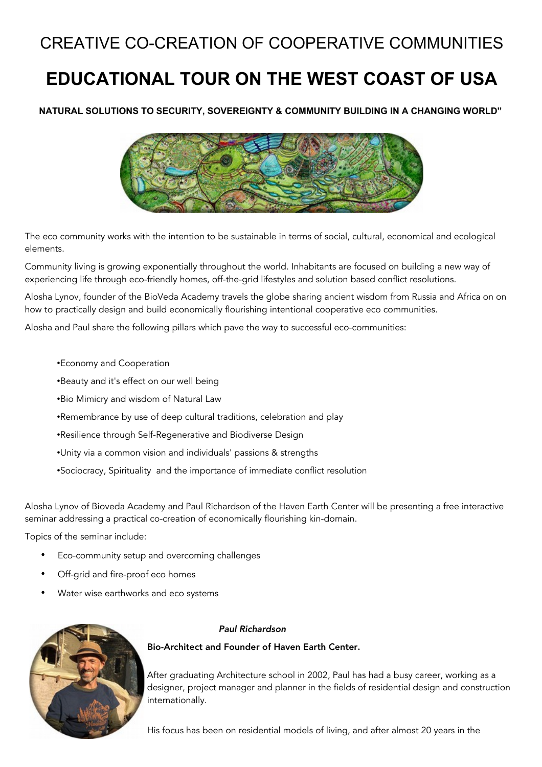# CREATIVE CO-CREATION OF COOPERATIVE COMMUNITIES

# EDUCATIONAL TOUR ON THE WEST COAST OF USA

**NATURAL SOLUTIONS TO SECURITY, SOVEREIGNTY & COMMUNITY BUILDING IN A CHANGING WORLD"**

The eco community works with the intention to be sustainable in terms of social, cultural, economical and ecological elements.

Community living is growing exponentially throughout the world. Inhabitants are focused on building a new way of experiencing life through eco-friendly homes, off-the-grid lifestyles and solution based conflict resolutions.

Alosha Lynov, founder of the BioVeda Academy travels the globe sharing ancient wisdom from Russia and Africa on on how to practically design and build economically flourishing intentional cooperative eco communities.

Alosha and Paul share the following pillars which pave the way to successful eco-communities:

- •Economy and Cooperation
- •Beauty and it's effect on our well being
- •Bio Mimicry and wisdom of Natural Law
- •Remembrance by use of deep cultural traditions, celebration and play
- •Resilience through Self-Regenerative and Biodiverse Design
- •Unity via a common vision and individuals' passions & strengths
- •Sociocracy, Spirituality and the importance of immediate conflict resolution

Alosha Lynov of Bioveda Academy and Paul Richardson of the Haven Earth Center will be presenting a free interactive seminar addressing a practical co-creation of economically flourishing kin-domain.

Topics of the seminar include:

- Eco-community setup and overcoming challenges
- Off-grid and fire-proof eco homes
- Water wise earthworks and eco systems

*Paul Richardson*

**Bio-Architect and Founder of Haven Earth Center.**

After graduating Architecture school in 2002, Paul has had a busy career, working as a designer, project manager and planner in the fields of residential design and construction internationally.

His focus has been on residential models of living, and after almost 20 years in the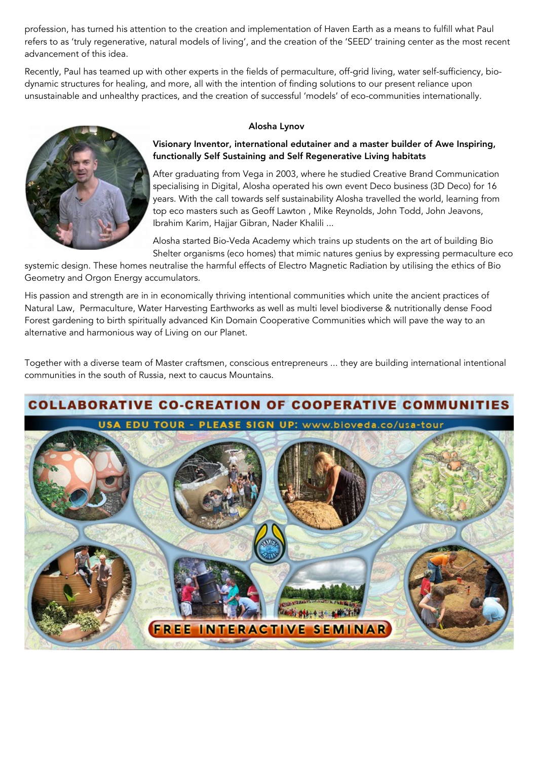profession, has turned his attention to the creation and implementation of Haven Earth as a means to fulfill what Paul refers to as 'truly regenerative, natural models of living', and the creation of the 'SEED' training center as the most recent advancement of this idea.

Recently, Paul has teamed up with other experts in the fields of permaculture, off-grid living, water self-sufficiency, bio-dynamic structures for healing, and more, all with the intention of finding solutions to our present reliance upon unsustainable and unhealthy practices, and the creation of successful 'models' of eco-communities internationally.

**Alosha Lynov**

**Visionary Inventor, international edutainer and a master builder of Awe Inspiring, functionally Self Sustaining and Self Regenerative Living habitats**

After graduating from Vega in 2003, where he studied Creative Brand Communication specialising in Digital, Alosha operated his own event Deco business (3D Deco) for 16 years. With the call towards self sustainability Alosha travelled the world, learning from top eco masters such as Geoff Lawton , Mike Reynolds, John Todd, John Jeavons, Ibrahim Karim, Hajjar Gibran, Nader Khalili ...

Alosha started Bio-Veda Academy which trains up students on the art of building Bio Shelter organisms (eco homes) that mimic natures genius by expressing permaculture eco systemic design. These homes neutralise the harmful effects of Electro Magnetic Radiation by utilising the ethics of Bio Geometry and Orgon Energy accumulators.

His passion and strength are in in economically thriving intentional communities which unite the ancient practices of Natural Law, Permaculture, Water Harvesting Earthworks as well as multi level biodiverse & nutritionally dense Food Forest gardening to birth spiritually advanced Kin Domain Cooperative Communities which will pave the way to an alternative and harmonious way of Living on our Planet.

Together with a diverse team of Master craftsmen, conscious entrepreneurs ... they are building international intentional communities in the south of Russia, next to caucus Mountains.

COLLABORATIVE CO-CREATION OF COOPERATIVE COMMUNITIES

USA EDU TOUR - PLEASE SIGN UP: www.bioveda.co/usa-tour

FREE INTERACTIVE SEMINAR